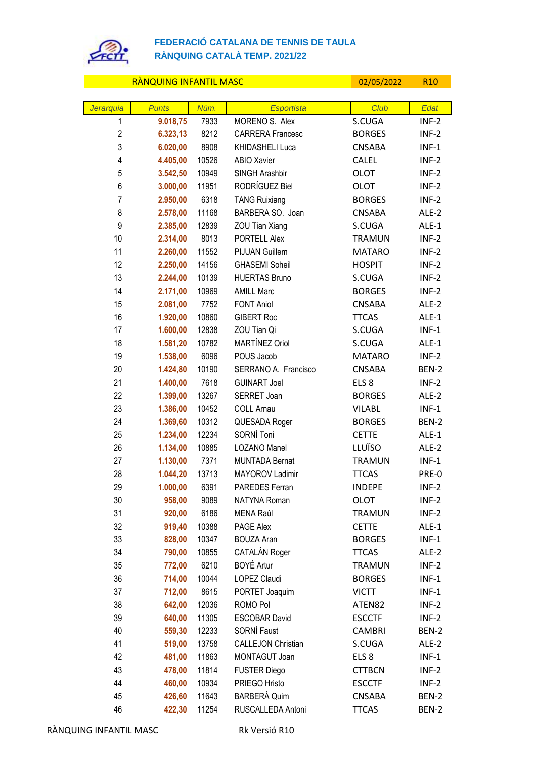**FEDERACIÓ CATALANA DE TENNIS DE TAULA**
**RÀNQUING CATALÀ TEMP. 2021/22**

| RÀNQUING INFANTIL MASC | | | | 02/05/2022 | R10 |
|---|---|---|---|---|---|
| *Jerarquia* | *Punts* | *Núm.* | *Esportista* | *Club* | *Edat* |
| 1 | **9.018,75** | 7933 | MORENO S. Alex | S.CUGA | INF-2 |
| 2 | **6.323,13** | 8212 | CARRERA Francesc | BORGES | INF-2 |
| 3 | **6.020,00** | 8908 | KHIDASHELI Luca | CNSABA | INF-1 |
| 4 | **4.405,00** | 10526 | ABIO Xavier | CALEL | INF-2 |
| 5 | **3.542,50** | 10949 | SINGH Arashbir | OLOT | INF-2 |
| 6 | **3.000,00** | 11951 | RODRÍGUEZ Biel | OLOT | INF-2 |
| 7 | **2.950,00** | 6318 | TANG Ruixiang | BORGES | INF-2 |
| 8 | **2.578,00** | 11168 | BARBERA SO. Joan | CNSABA | ALE-2 |
| 9 | **2.385,00** | 12839 | ZOU Tian Xiang | S.CUGA | ALE-1 |
| 10 | **2.314,00** | 8013 | PORTELL Alex | TRAMUN | INF-2 |
| 11 | **2.260,00** | 11552 | PIJUAN Guillem | MATARO | INF-2 |
| 12 | **2.250,00** | 14156 | GHASEMI Soheil | HOSPIT | INF-2 |
| 13 | **2.244,00** | 10139 | HUERTAS Bruno | S.CUGA | INF-2 |
| 14 | **2.171,00** | 10969 | AMILL Marc | BORGES | INF-2 |
| 15 | **2.081,00** | 7752 | FONT Aniol | CNSABA | ALE-2 |
| 16 | **1.920,00** | 10860 | GIBERT Roc | TTCAS | ALE-1 |
| 17 | **1.600,00** | 12838 | ZOU Tian Qi | S.CUGA | INF-1 |
| 18 | **1.581,20** | 10782 | MARTÍNEZ Oriol | S.CUGA | ALE-1 |
| 19 | **1.538,00** | 6096 | POUS Jacob | MATARO | INF-2 |
| 20 | **1.424,80** | 10190 | SERRANO A. Francisco | CNSABA | BEN-2 |
| 21 | **1.400,00** | 7618 | GUINART Joel | ELS 8 | INF-2 |
| 22 | **1.399,00** | 13267 | SERRET Joan | BORGES | ALE-2 |
| 23 | **1.386,00** | 10452 | COLL Arnau | VILABL | INF-1 |
| 24 | **1.369,60** | 10312 | QUESADA Roger | BORGES | BEN-2 |
| 25 | **1.234,00** | 12234 | SORNÍ Toni | CETTE | ALE-1 |
| 26 | **1.134,00** | 10885 | LOZANO Manel | LLUÏSO | ALE-2 |
| 27 | **1.130,00** | 7371 | MUNTADA Bernat | TRAMUN | INF-1 |
| 28 | **1.044,20** | 13713 | MAYOROV Ladimir | TTCAS | PRE-0 |
| 29 | **1.000,00** | 6391 | PAREDES Ferran | INDEPE | INF-2 |
| 30 | **958,00** | 9089 | NATYNA Roman | OLOT | INF-2 |
| 31 | **920,00** | 6186 | MENA Raúl | TRAMUN | INF-2 |
| 32 | **919,40** | 10388 | PAGE Alex | CETTE | ALE-1 |
| 33 | **828,00** | 10347 | BOUZA Aran | BORGES | INF-1 |
| 34 | **790,00** | 10855 | CATALÁN Roger | TTCAS | ALE-2 |
| 35 | **772,00** | 6210 | BOYÉ Artur | TRAMUN | INF-2 |
| 36 | **714,00** | 10044 | LOPEZ Claudi | BORGES | INF-1 |
| 37 | **712,00** | 8615 | PORTET Joaquim | VICTT | INF-1 |
| 38 | **642,00** | 12036 | ROMO Pol | ATEN82 | INF-2 |
| 39 | **640,00** | 11305 | ESCOBAR David | ESCCTF | INF-2 |
| 40 | **559,30** | 12233 | SORNÍ Faust | CAMBRI | BEN-2 |
| 41 | **519,00** | 13758 | CALLEJON Christian | S.CUGA | ALE-2 |
| 42 | **481,00** | 11863 | MONTAGUT Joan | ELS 8 | INF-1 |
| 43 | **478,00** | 11814 | FUSTER Diego | CTTBCN | INF-2 |
| 44 | **460,00** | 10934 | PRIEGO Hristo | ESCCTF | INF-2 |
| 45 | **426,60** | 11643 | BARBERÀ Quim | CNSABA | BEN-2 |
| 46 | **422,30** | 11254 | RUSCALLEDA Antoni | TTCAS | BEN-2 |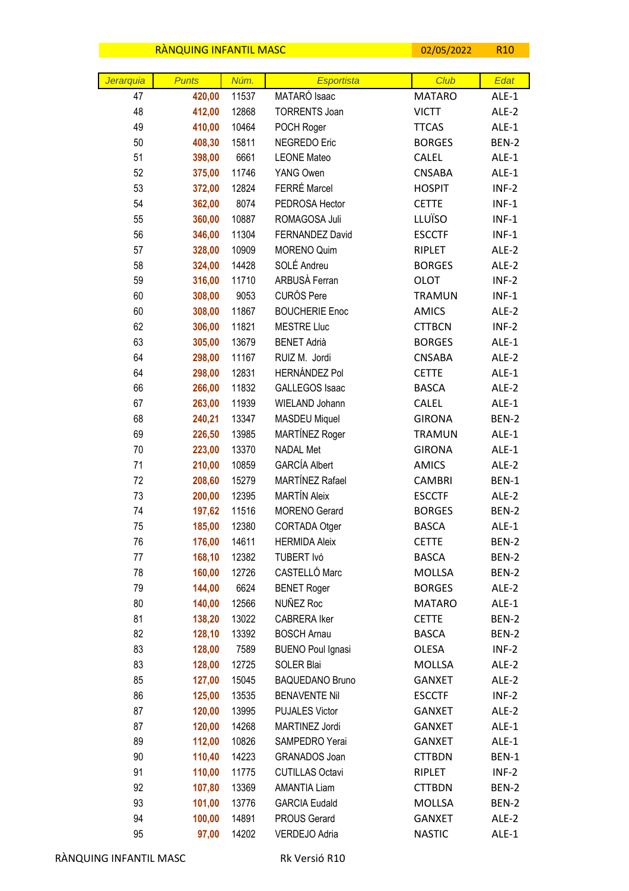| RÀNQUING INFANTIL MASC | | | | 02/05/2022 | R10 |
|---|---|---|---|---|---|
| *Jerarquia* | *Punts* | *Núm.* | *Esportista* | *Club* | *Edat* |
| 47 | **420,00** | 11537 | MATARÓ Isaac | MATARO | ALE-1 |
| 48 | **412,00** | 12868 | TORRENTS Joan | VICTT | ALE-2 |
| 49 | **410,00** | 10464 | POCH Roger | TTCAS | ALE-1 |
| 50 | **408,30** | 15811 | NEGREDO Eric | BORGES | BEN-2 |
| 51 | **398,00** | 6661 | LEONE Mateo | CALEL | ALE-1 |
| 52 | **375,00** | 11746 | YANG Owen | CNSABA | ALE-1 |
| 53 | **372,00** | 12824 | FERRÉ Marcel | HOSPIT | INF-2 |
| 54 | **362,00** | 8074 | PEDROSA Hector | CETTE | INF-1 |
| 55 | **360,00** | 10887 | ROMAGOSA Juli | LLUÏSO | INF-1 |
| 56 | **346,00** | 11304 | FERNANDEZ David | ESCCTF | INF-1 |
| 57 | **328,00** | 10909 | MORENO Quim | RIPLET | ALE-2 |
| 58 | **324,00** | 14428 | SOLÉ Andreu | BORGES | ALE-2 |
| 59 | **316,00** | 11710 | ARBUSÀ Ferran | OLOT | INF-2 |
| 60 | **308,00** | 9053 | CURÓS Pere | TRAMUN | INF-1 |
| 60 | **308,00** | 11867 | BOUCHERIE Enoc | AMICS | ALE-2 |
| 62 | **306,00** | 11821 | MESTRE Lluc | CTTBCN | INF-2 |
| 63 | **305,00** | 13679 | BENET Adrià | BORGES | ALE-1 |
| 64 | **298,00** | 11167 | RUIZ M. Jordi | CNSABA | ALE-2 |
| 64 | **298,00** | 12831 | HERNÁNDEZ Pol | CETTE | ALE-1 |
| 66 | **266,00** | 11832 | GALLEGOS Isaac | BASCA | ALE-2 |
| 67 | **263,00** | 11939 | WIELAND Johann | CALEL | ALE-1 |
| 68 | **240,21** | 13347 | MASDEU Miquel | GIRONA | BEN-2 |
| 69 | **226,50** | 13985 | MARTÍNEZ Roger | TRAMUN | ALE-1 |
| 70 | **223,00** | 13370 | NADAL Met | GIRONA | ALE-1 |
| 71 | **210,00** | 10859 | GARCÍA Albert | AMICS | ALE-2 |
| 72 | **208,60** | 15279 | MARTÍNEZ Rafael | CAMBRI | BEN-1 |
| 73 | **200,00** | 12395 | MARTÍN Aleix | ESCCTF | ALE-2 |
| 74 | **197,62** | 11516 | MORENO Gerard | BORGES | BEN-2 |
| 75 | **185,00** | 12380 | CORTADA Otger | BASCA | ALE-1 |
| 76 | **176,00** | 14611 | HERMIDA Aleix | CETTE | BEN-2 |
| 77 | **168,10** | 12382 | TUBERT Ivó | BASCA | BEN-2 |
| 78 | **160,00** | 12726 | CASTELLÓ Marc | MOLLSA | BEN-2 |
| 79 | **144,00** | 6624 | BENET Roger | BORGES | ALE-2 |
| 80 | **140,00** | 12566 | NUÑEZ Roc | MATARO | ALE-1 |
| 81 | **138,20** | 13022 | CABRERA Iker | CETTE | BEN-2 |
| 82 | **128,10** | 13392 | BOSCH Arnau | BASCA | BEN-2 |
| 83 | **128,00** | 7589 | BUENO Poul Ignasi | OLESA | INF-2 |
| 83 | **128,00** | 12725 | SOLER Blai | MOLLSA | ALE-2 |
| 85 | **127,00** | 15045 | BAQUEDANO Bruno | GANXET | ALE-2 |
| 86 | **125,00** | 13535 | BENAVENTE Nil | ESCCTF | INF-2 |
| 87 | **120,00** | 13995 | PUJALES Victor | GANXET | ALE-2 |
| 87 | **120,00** | 14268 | MARTINEZ Jordi | GANXET | ALE-1 |
| 89 | **112,00** | 10826 | SAMPEDRO Yerai | GANXET | ALE-1 |
| 90 | **110,40** | 14223 | GRANADOS Joan | CTTBDN | BEN-1 |
| 91 | **110,00** | 11775 | CUTILLAS Octavi | RIPLET | INF-2 |
| 92 | **107,80** | 13369 | AMANTIA Liam | CTTBDN | BEN-2 |
| 93 | **101,00** | 13776 | GARCIA Eudald | MOLLSA | BEN-2 |
| 94 | **100,00** | 14891 | PROUS Gerard | GANXET | ALE-2 |
| 95 | **97,00** | 14202 | VERDEJO Adria | NASTIC | ALE-1 |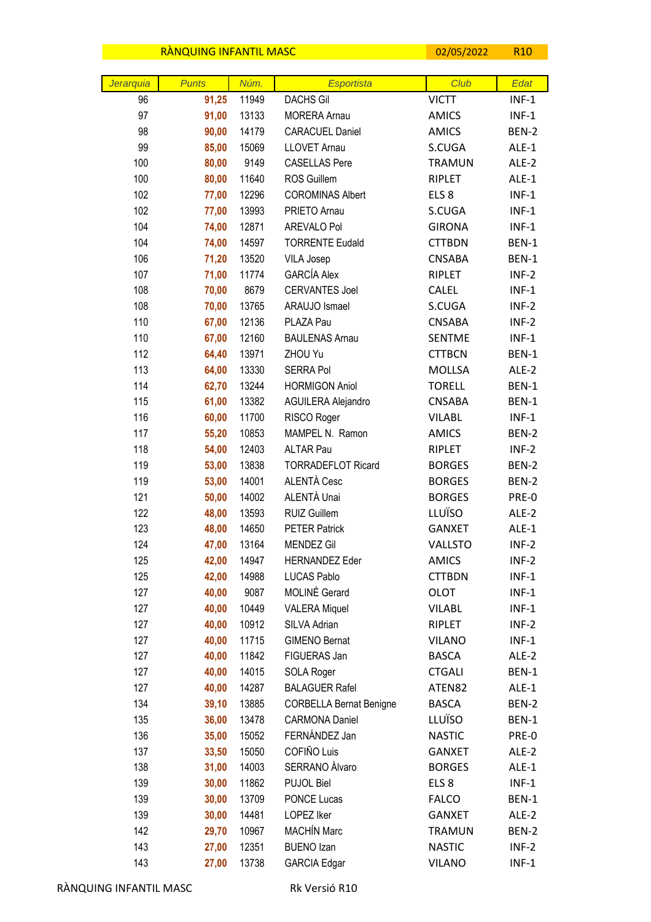| RÀNQUING INFANTIL MASC | | | | 02/05/2022 | R10 |
|---|---|---|---|---|---|
| Jerarquia | Punts | Núm. | Esportista | Club | Edat |
| 96 | 91,25 | 11949 | DACHS Gil | VICTT | INF-1 |
| 97 | 91,00 | 13133 | MORERA Arnau | AMICS | INF-1 |
| 98 | 90,00 | 14179 | CARACUEL Daniel | AMICS | BEN-2 |
| 99 | 85,00 | 15069 | LLOVET Arnau | S.CUGA | ALE-1 |
| 100 | 80,00 | 9149 | CASELLAS Pere | TRAMUN | ALE-2 |
| 100 | 80,00 | 11640 | ROS Guillem | RIPLET | ALE-1 |
| 102 | 77,00 | 12296 | COROMINAS Albert | ELS 8 | INF-1 |
| 102 | 77,00 | 13993 | PRIETO Arnau | S.CUGA | INF-1 |
| 104 | 74,00 | 12871 | AREVALO Pol | GIRONA | INF-1 |
| 104 | 74,00 | 14597 | TORRENTE Eudald | CTTBDN | BEN-1 |
| 106 | 71,20 | 13520 | VILA Josep | CNSABA | BEN-1 |
| 107 | 71,00 | 11774 | GARCÍA Alex | RIPLET | INF-2 |
| 108 | 70,00 | 8679 | CERVANTES Joel | CALEL | INF-1 |
| 108 | 70,00 | 13765 | ARAUJO Ismael | S.CUGA | INF-2 |
| 110 | 67,00 | 12136 | PLAZA Pau | CNSABA | INF-2 |
| 110 | 67,00 | 12160 | BAULENAS Arnau | SENTME | INF-1 |
| 112 | 64,40 | 13971 | ZHOU Yu | CTTBCN | BEN-1 |
| 113 | 64,00 | 13330 | SERRA Pol | MOLLSA | ALE-2 |
| 114 | 62,70 | 13244 | HORMIGON Aniol | TORELL | BEN-1 |
| 115 | 61,00 | 13382 | AGUILERA Alejandro | CNSABA | BEN-1 |
| 116 | 60,00 | 11700 | RISCO Roger | VILABL | INF-1 |
| 117 | 55,20 | 10853 | MAMPEL N. Ramon | AMICS | BEN-2 |
| 118 | 54,00 | 12403 | ALTAR Pau | RIPLET | INF-2 |
| 119 | 53,00 | 13838 | TORRADEFLOT Ricard | BORGES | BEN-2 |
| 119 | 53,00 | 14001 | ALENTÀ Cesc | BORGES | BEN-2 |
| 121 | 50,00 | 14002 | ALENTÀ Unai | BORGES | PRE-0 |
| 122 | 48,00 | 13593 | RUIZ Guillem | LLUÏSO | ALE-2 |
| 123 | 48,00 | 14650 | PETER Patrick | GANXET | ALE-1 |
| 124 | 47,00 | 13164 | MENDEZ Gil | VALLSTO | INF-2 |
| 125 | 42,00 | 14947 | HERNANDEZ Eder | AMICS | INF-2 |
| 125 | 42,00 | 14988 | LUCAS Pablo | CTTBDN | INF-1 |
| 127 | 40,00 | 9087 | MOLINÉ Gerard | OLOT | INF-1 |
| 127 | 40,00 | 10449 | VALERA Miquel | VILABL | INF-1 |
| 127 | 40,00 | 10912 | SILVA Adrian | RIPLET | INF-2 |
| 127 | 40,00 | 11715 | GIMENO Bernat | VILANO | INF-1 |
| 127 | 40,00 | 11842 | FIGUERAS Jan | BASCA | ALE-2 |
| 127 | 40,00 | 14015 | SOLA Roger | CTGALI | BEN-1 |
| 127 | 40,00 | 14287 | BALAGUER Rafel | ATEN82 | ALE-1 |
| 134 | 39,10 | 13885 | CORBELLA Bernat Benigne | BASCA | BEN-2 |
| 135 | 36,00 | 13478 | CARMONA Daniel | LLUÏSO | BEN-1 |
| 136 | 35,00 | 15052 | FERNÁNDEZ Jan | NASTIC | PRE-0 |
| 137 | 33,50 | 15050 | COFIÑO Luis | GANXET | ALE-2 |
| 138 | 31,00 | 14003 | SERRANO Àlvaro | BORGES | ALE-1 |
| 139 | 30,00 | 11862 | PUJOL Biel | ELS 8 | INF-1 |
| 139 | 30,00 | 13709 | PONCE Lucas | FALCO | BEN-1 |
| 139 | 30,00 | 14481 | LOPEZ Iker | GANXET | ALE-2 |
| 142 | 29,70 | 10967 | MACHÍN Marc | TRAMUN | BEN-2 |
| 143 | 27,00 | 12351 | BUENO Izan | NASTIC | INF-2 |
| 143 | 27,00 | 13738 | GARCIA Edgar | VILANO | INF-1 |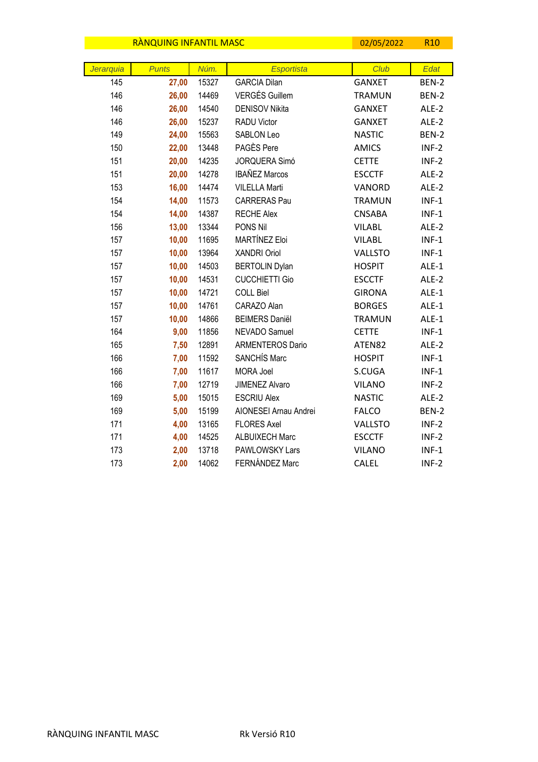RÀNQUING INFANTIL MASC | 02/05/2022 | R10

| Jerarquia | Punts | Núm. | Esportista | Club | Edat |
|---|---|---|---|---|---|
| 145 | 27,00 | 15327 | GARCIA Dilan | GANXET | BEN-2 |
| 146 | 26,00 | 14469 | VERGÉS Guillem | TRAMUN | BEN-2 |
| 146 | 26,00 | 14540 | DENISOV Nikita | GANXET | ALE-2 |
| 146 | 26,00 | 15237 | RADU Victor | GANXET | ALE-2 |
| 149 | 24,00 | 15563 | SABLON Leo | NASTIC | BEN-2 |
| 150 | 22,00 | 13448 | PAGÈS Pere | AMICS | INF-2 |
| 151 | 20,00 | 14235 | JORQUERA Simó | CETTE | INF-2 |
| 151 | 20,00 | 14278 | IBAÑEZ Marcos | ESCCTF | ALE-2 |
| 153 | 16,00 | 14474 | VILELLA Marti | VANORD | ALE-2 |
| 154 | 14,00 | 11573 | CARRERAS Pau | TRAMUN | INF-1 |
| 154 | 14,00 | 14387 | RECHE Alex | CNSABA | INF-1 |
| 156 | 13,00 | 13344 | PONS Nil | VILABL | ALE-2 |
| 157 | 10,00 | 11695 | MARTÍNEZ Eloi | VILABL | INF-1 |
| 157 | 10,00 | 13964 | XANDRI Oriol | VALLSTO | INF-1 |
| 157 | 10,00 | 14503 | BERTOLIN Dylan | HOSPIT | ALE-1 |
| 157 | 10,00 | 14531 | CUCCHIETTI Gio | ESCCTF | ALE-2 |
| 157 | 10,00 | 14721 | COLL Biel | GIRONA | ALE-1 |
| 157 | 10,00 | 14761 | CARAZO Alan | BORGES | ALE-1 |
| 157 | 10,00 | 14866 | BEIMERS Daniël | TRAMUN | ALE-1 |
| 164 | 9,00 | 11856 | NEVADO Samuel | CETTE | INF-1 |
| 165 | 7,50 | 12891 | ARMENTEROS Dario | ATEN82 | ALE-2 |
| 166 | 7,00 | 11592 | SANCHÍS Marc | HOSPIT | INF-1 |
| 166 | 7,00 | 11617 | MORA Joel | S.CUGA | INF-1 |
| 166 | 7,00 | 12719 | JIMENEZ Alvaro | VILANO | INF-2 |
| 169 | 5,00 | 15015 | ESCRIU Alex | NASTIC | ALE-2 |
| 169 | 5,00 | 15199 | AIONESEI Arnau Andrei | FALCO | BEN-2 |
| 171 | 4,00 | 13165 | FLORES Axel | VALLSTO | INF-2 |
| 171 | 4,00 | 14525 | ALBUIXECH Marc | ESCCTF | INF-2 |
| 173 | 2,00 | 13718 | PAWLOWSKY Lars | VILANO | INF-1 |
| 173 | 2,00 | 14062 | FERNÁNDEZ Marc | CALEL | INF-2 |